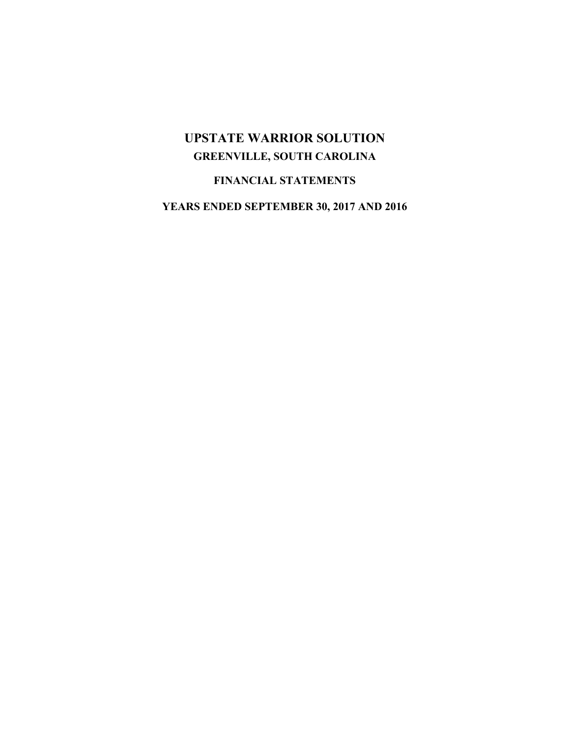# UPSTATE WARRIOR SOLUTION

## GREENVILLE, SOUTH CAROLINA

## FINANCIAL STATEMENTS

## YEARS ENDED SEPTEMBER 30, 2017 AND 2016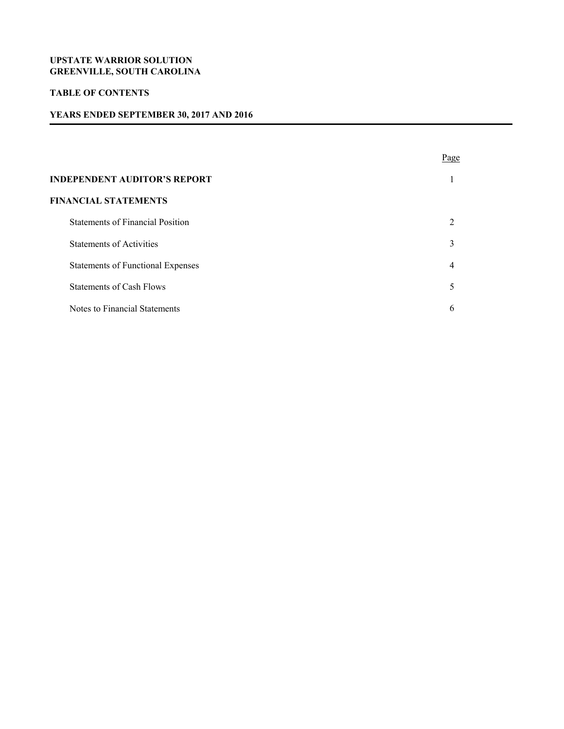**UPSTATE WARRIOR SOLUTION**
**GREENVILLE, SOUTH CAROLINA**

**TABLE OF CONTENTS**

**YEARS ENDED SEPTEMBER 30, 2017 AND 2016**

| | Page |
|---|---|
| **INDEPENDENT AUDITOR'S REPORT** | 1 |
| **FINANCIAL STATEMENTS** | |
| Statements of Financial Position | 2 |
| Statements of Activities | 3 |
| Statements of Functional Expenses | 4 |
| Statements of Cash Flows | 5 |
| Notes to Financial Statements | 6 |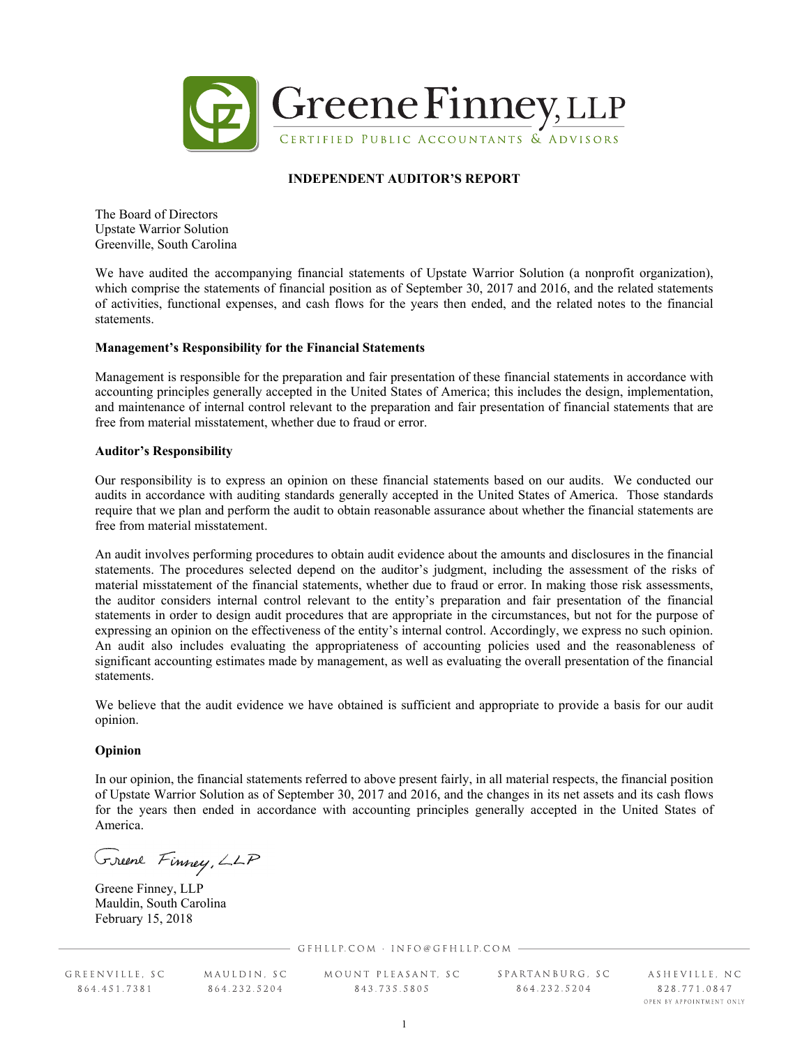Greene Finney, LLP
CERTIFIED PUBLIC ACCOUNTANTS & ADVISORS

## INDEPENDENT AUDITOR'S REPORT

The Board of Directors
Upstate Warrior Solution
Greenville, South Carolina

We have audited the accompanying financial statements of Upstate Warrior Solution (a nonprofit organization), which comprise the statements of financial position as of September 30, 2017 and 2016, and the related statements of activities, functional expenses, and cash flows for the years then ended, and the related notes to the financial statements.

**Management's Responsibility for the Financial Statements**

Management is responsible for the preparation and fair presentation of these financial statements in accordance with accounting principles generally accepted in the United States of America; this includes the design, implementation, and maintenance of internal control relevant to the preparation and fair presentation of financial statements that are free from material misstatement, whether due to fraud or error.

**Auditor's Responsibility**

Our responsibility is to express an opinion on these financial statements based on our audits. We conducted our audits in accordance with auditing standards generally accepted in the United States of America. Those standards require that we plan and perform the audit to obtain reasonable assurance about whether the financial statements are free from material misstatement.

An audit involves performing procedures to obtain audit evidence about the amounts and disclosures in the financial statements. The procedures selected depend on the auditor's judgment, including the assessment of the risks of material misstatement of the financial statements, whether due to fraud or error. In making those risk assessments, the auditor considers internal control relevant to the entity's preparation and fair presentation of the financial statements in order to design audit procedures that are appropriate in the circumstances, but not for the purpose of expressing an opinion on the effectiveness of the entity's internal control. Accordingly, we express no such opinion. An audit also includes evaluating the appropriateness of accounting policies used and the reasonableness of significant accounting estimates made by management, as well as evaluating the overall presentation of the financial statements.

We believe that the audit evidence we have obtained is sufficient and appropriate to provide a basis for our audit opinion.

**Opinion**

In our opinion, the financial statements referred to above present fairly, in all material respects, the financial position of Upstate Warrior Solution as of September 30, 2017 and 2016, and the changes in its net assets and its cash flows for the years then ended in accordance with accounting principles generally accepted in the United States of America.

Greene Finney, LLP

Greene Finney, LLP
Mauldin, South Carolina
February 15, 2018

GFHLLP.COM · INFO@GFHLLP.COM

GREENVILLE, SC 864.451.7381 | MAULDIN, SC 864.232.5204 | MOUNT PLEASANT, SC 843.735.5805 | SPARTANBURG, SC 864.232.5204 | ASHEVILLE, NC 828.771.0847 OPEN BY APPOINTMENT ONLY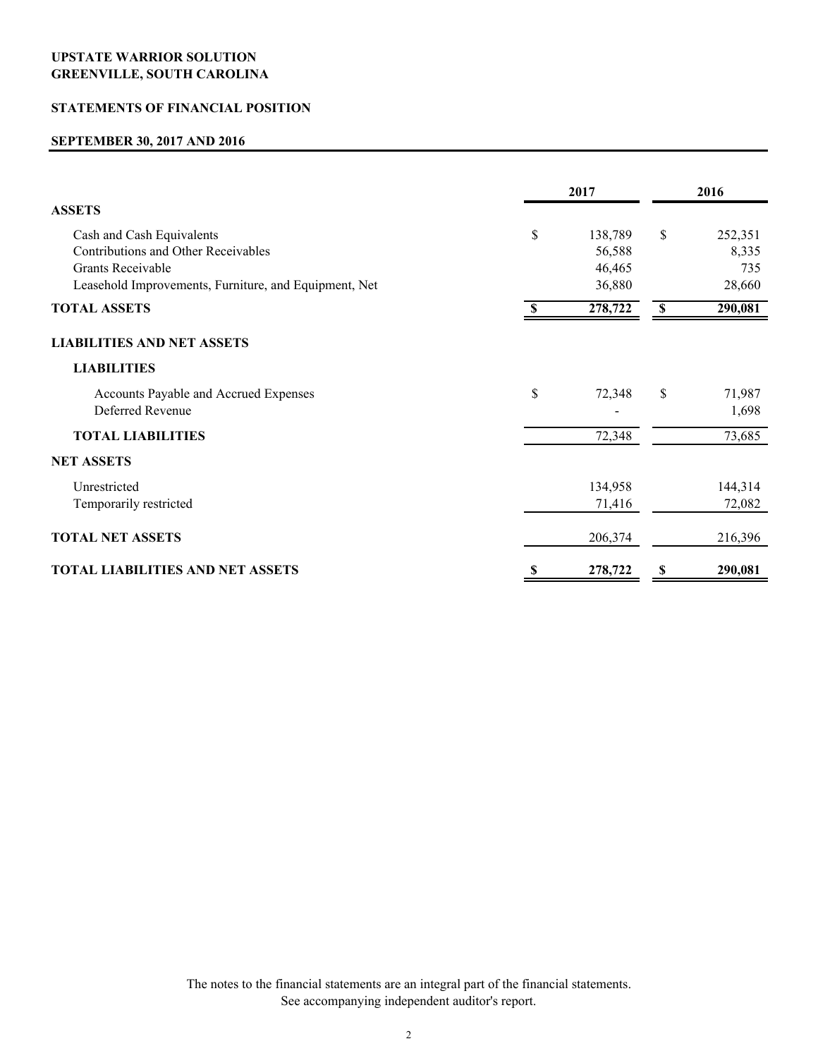**UPSTATE WARRIOR SOLUTION**
**GREENVILLE, SOUTH CAROLINA**

**STATEMENTS OF FINANCIAL POSITION**

**SEPTEMBER 30, 2017 AND 2016**

| | 2017 | 2016 |
|---|---|---|
| **ASSETS** | | |
| Cash and Cash Equivalents | $ 138,789 | $ 252,351 |
| Contributions and Other Receivables | 56,588 | 8,335 |
| Grants Receivable | 46,465 | 735 |
| Leasehold Improvements, Furniture, and Equipment, Net | 36,880 | 28,660 |
| **TOTAL ASSETS** | **$ 278,722** | **$ 290,081** |
| **LIABILITIES AND NET ASSETS** | | |
| **LIABILITIES** | | |
| Accounts Payable and Accrued Expenses | $ 72,348 | $ 71,987 |
| Deferred Revenue | - | 1,698 |
| **TOTAL LIABILITIES** | 72,348 | 73,685 |
| **NET ASSETS** | | |
| Unrestricted | 134,958 | 144,314 |
| Temporarily restricted | 71,416 | 72,082 |
| **TOTAL NET ASSETS** | 206,374 | 216,396 |
| **TOTAL LIABILITIES AND NET ASSETS** | **$ 278,722** | **$ 290,081** |

The notes to the financial statements are an integral part of the financial statements.
See accompanying independent auditor's report.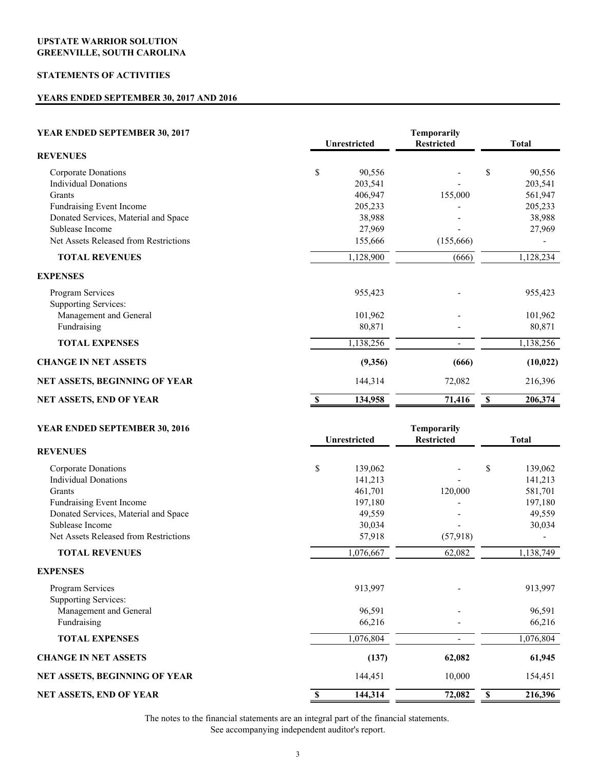**UPSTATE WARRIOR SOLUTION**
**GREENVILLE, SOUTH CAROLINA**

**STATEMENTS OF ACTIVITIES**

**YEARS ENDED SEPTEMBER 30, 2017 AND 2016**

| YEAR ENDED SEPTEMBER 30, 2017 | Unrestricted | Temporarily Restricted | Total |
|---|---|---|---|
| **REVENUES** | | | |
| Corporate Donations | $ 90,556 | - | $ 90,556 |
| Individual Donations | 203,541 | - | 203,541 |
| Grants | 406,947 | 155,000 | 561,947 |
| Fundraising Event Income | 205,233 | - | 205,233 |
| Donated Services, Material and Space | 38,988 | - | 38,988 |
| Sublease Income | 27,969 | - | 27,969 |
| Net Assets Released from Restrictions | 155,666 | (155,666) | - |
| **TOTAL REVENUES** | 1,128,900 | (666) | 1,128,234 |
| **EXPENSES** | | | |
| Program Services | 955,423 | - | 955,423 |
| Supporting Services: | | | |
| Management and General | 101,962 | - | 101,962 |
| Fundraising | 80,871 | - | 80,871 |
| **TOTAL EXPENSES** | 1,138,256 | - | 1,138,256 |
| **CHANGE IN NET ASSETS** | **(9,356)** | **(666)** | **(10,022)** |
| **NET ASSETS, BEGINNING OF YEAR** | 144,314 | 72,082 | 216,396 |
| **NET ASSETS, END OF YEAR** | **$ 134,958** | **71,416** | **$ 206,374** |

| YEAR ENDED SEPTEMBER 30, 2016 | Unrestricted | Temporarily Restricted | Total |
|---|---|---|---|
| **REVENUES** | | | |
| Corporate Donations | $ 139,062 | - | $ 139,062 |
| Individual Donations | 141,213 | - | 141,213 |
| Grants | 461,701 | 120,000 | 581,701 |
| Fundraising Event Income | 197,180 | - | 197,180 |
| Donated Services, Material and Space | 49,559 | - | 49,559 |
| Sublease Income | 30,034 | - | 30,034 |
| Net Assets Released from Restrictions | 57,918 | (57,918) | - |
| **TOTAL REVENUES** | 1,076,667 | 62,082 | 1,138,749 |
| **EXPENSES** | | | |
| Program Services | 913,997 | - | 913,997 |
| Supporting Services: | | | |
| Management and General | 96,591 | - | 96,591 |
| Fundraising | 66,216 | - | 66,216 |
| **TOTAL EXPENSES** | 1,076,804 | - | 1,076,804 |
| **CHANGE IN NET ASSETS** | **(137)** | **62,082** | **61,945** |
| **NET ASSETS, BEGINNING OF YEAR** | 144,451 | 10,000 | 154,451 |
| **NET ASSETS, END OF YEAR** | **$ 144,314** | **72,082** | **$ 216,396** |

The notes to the financial statements are an integral part of the financial statements.
See accompanying independent auditor's report.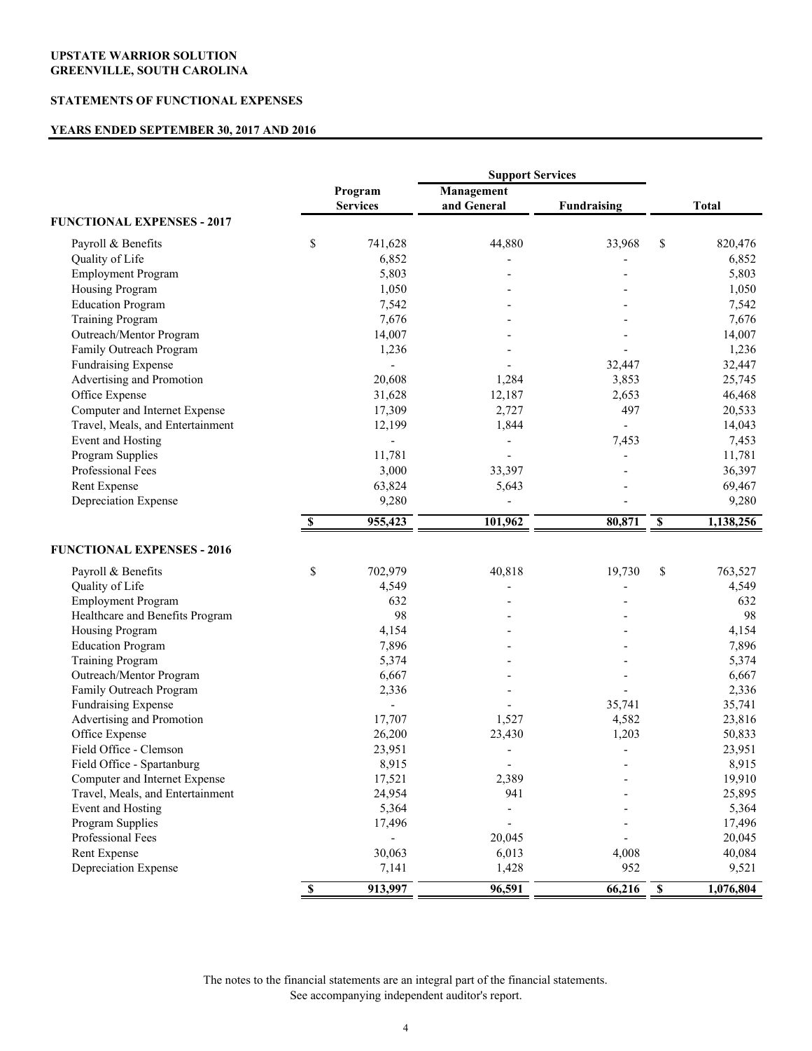**UPSTATE WARRIOR SOLUTION**
**GREENVILLE, SOUTH CAROLINA**

**STATEMENTS OF FUNCTIONAL EXPENSES**

**YEARS ENDED SEPTEMBER 30, 2017 AND 2016**

| | Program Services | Support Services | | Total |
|---|---|---|---|---|
| | | Management and General | Fundraising | |
| **FUNCTIONAL EXPENSES - 2017** | | | | |
| Payroll & Benefits | $ 741,628 | 44,880 | 33,968 | $ 820,476 |
| Quality of Life | 6,852 | - | - | 6,852 |
| Employment Program | 5,803 | - | - | 5,803 |
| Housing Program | 1,050 | - | - | 1,050 |
| Education Program | 7,542 | - | - | 7,542 |
| Training Program | 7,676 | - | - | 7,676 |
| Outreach/Mentor Program | 14,007 | - | - | 14,007 |
| Family Outreach Program | 1,236 | - | - | 1,236 |
| Fundraising Expense | - | - | 32,447 | 32,447 |
| Advertising and Promotion | 20,608 | 1,284 | 3,853 | 25,745 |
| Office Expense | 31,628 | 12,187 | 2,653 | 46,468 |
| Computer and Internet Expense | 17,309 | 2,727 | 497 | 20,533 |
| Travel, Meals, and Entertainment | 12,199 | 1,844 | - | 14,043 |
| Event and Hosting | - | - | 7,453 | 7,453 |
| Program Supplies | 11,781 | - | - | 11,781 |
| Professional Fees | 3,000 | 33,397 | - | 36,397 |
| Rent Expense | 63,824 | 5,643 | - | 69,467 |
| Depreciation Expense | 9,280 | - | - | 9,280 |
| | **$ 955,423** | **101,962** | **80,871** | **$ 1,138,256** |
| **FUNCTIONAL EXPENSES - 2016** | | | | |
| Payroll & Benefits | $ 702,979 | 40,818 | 19,730 | $ 763,527 |
| Quality of Life | 4,549 | - | - | 4,549 |
| Employment Program | 632 | - | - | 632 |
| Healthcare and Benefits Program | 98 | - | - | 98 |
| Housing Program | 4,154 | - | - | 4,154 |
| Education Program | 7,896 | - | - | 7,896 |
| Training Program | 5,374 | - | - | 5,374 |
| Outreach/Mentor Program | 6,667 | - | - | 6,667 |
| Family Outreach Program | 2,336 | - | - | 2,336 |
| Fundraising Expense | - | - | 35,741 | 35,741 |
| Advertising and Promotion | 17,707 | 1,527 | 4,582 | 23,816 |
| Office Expense | 26,200 | 23,430 | 1,203 | 50,833 |
| Field Office - Clemson | 23,951 | - | - | 23,951 |
| Field Office - Spartanburg | 8,915 | - | - | 8,915 |
| Computer and Internet Expense | 17,521 | 2,389 | - | 19,910 |
| Travel, Meals, and Entertainment | 24,954 | 941 | - | 25,895 |
| Event and Hosting | 5,364 | - | - | 5,364 |
| Program Supplies | 17,496 | - | - | 17,496 |
| Professional Fees | - | 20,045 | - | 20,045 |
| Rent Expense | 30,063 | 6,013 | 4,008 | 40,084 |
| Depreciation Expense | 7,141 | 1,428 | 952 | 9,521 |
| | **$ 913,997** | **96,591** | **66,216** | **$ 1,076,804** |

The notes to the financial statements are an integral part of the financial statements.
See accompanying independent auditor's report.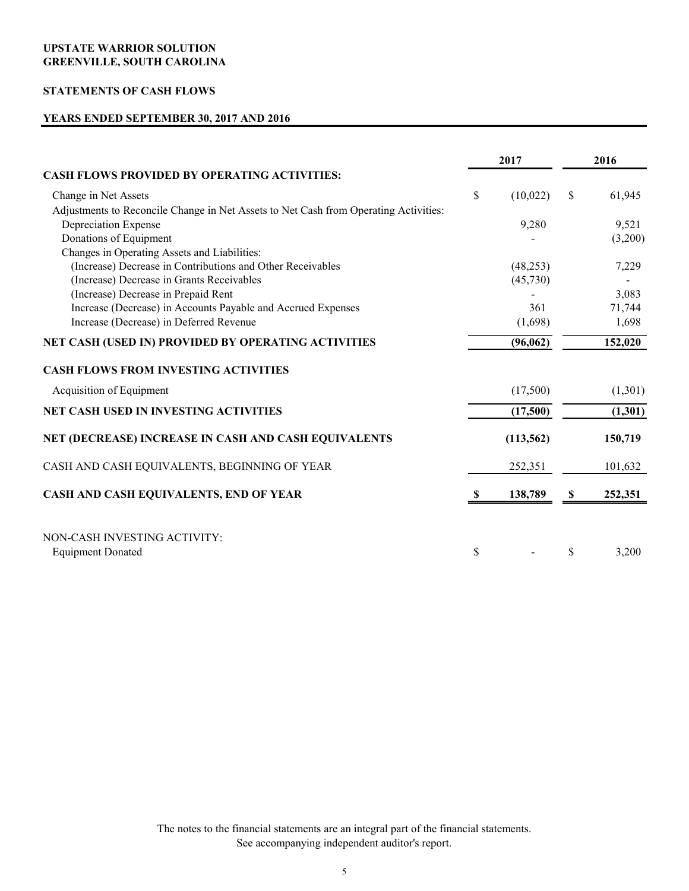**UPSTATE WARRIOR SOLUTION**
**GREENVILLE, SOUTH CAROLINA**

**STATEMENTS OF CASH FLOWS**

**YEARS ENDED SEPTEMBER 30, 2017 AND 2016**

| | 2017 | 2016 |
|---|---|---|
| **CASH FLOWS PROVIDED BY OPERATING ACTIVITIES:** | | |
| Change in Net Assets | $ (10,022) | $ 61,945 |
| Adjustments to Reconcile Change in Net Assets to Net Cash from Operating Activities: | | |
| Depreciation Expense | 9,280 | 9,521 |
| Donations of Equipment | - | (3,200) |
| Changes in Operating Assets and Liabilities: | | |
| (Increase) Decrease in Contributions and Other Receivables | (48,253) | 7,229 |
| (Increase) Decrease in Grants Receivables | (45,730) | - |
| (Increase) Decrease in Prepaid Rent | - | 3,083 |
| Increase (Decrease) in Accounts Payable and Accrued Expenses | 361 | 71,744 |
| Increase (Decrease) in Deferred Revenue | (1,698) | 1,698 |
| **NET CASH (USED IN) PROVIDED BY OPERATING ACTIVITIES** | **(96,062)** | **152,020** |
| **CASH FLOWS FROM INVESTING ACTIVITIES** | | |
| Acquisition of Equipment | (17,500) | (1,301) |
| **NET CASH USED IN INVESTING ACTIVITIES** | **(17,500)** | **(1,301)** |
| **NET (DECREASE) INCREASE IN CASH AND CASH EQUIVALENTS** | **(113,562)** | **150,719** |
| CASH AND CASH EQUIVALENTS, BEGINNING OF YEAR | 252,351 | 101,632 |
| **CASH AND CASH EQUIVALENTS, END OF YEAR** | **$ 138,789** | **$ 252,351** |
| NON-CASH INVESTING ACTIVITY: | | |
| Equipment Donated | $ - | $ 3,200 |

The notes to the financial statements are an integral part of the financial statements.
See accompanying independent auditor's report.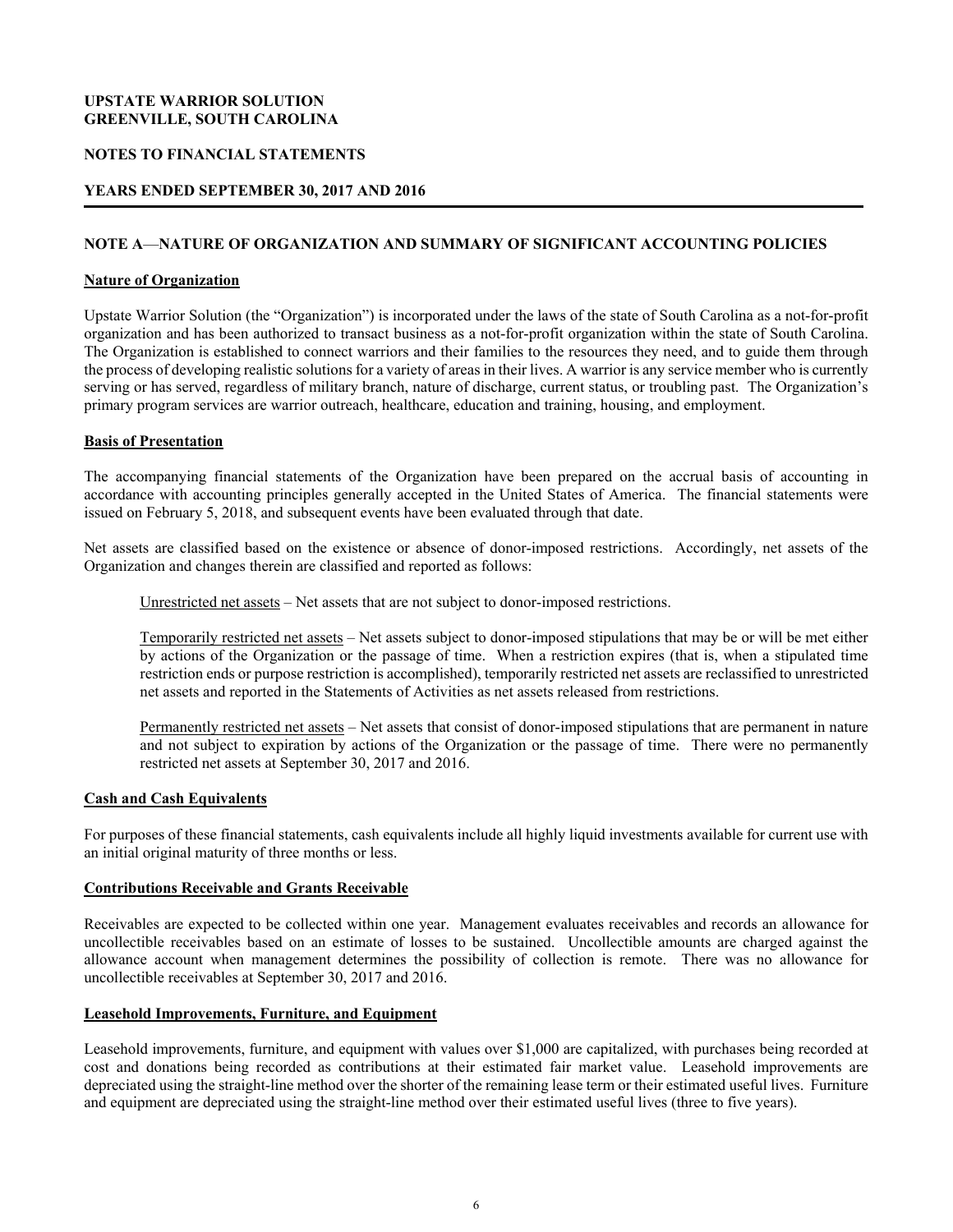**UPSTATE WARRIOR SOLUTION**
**GREENVILLE, SOUTH CAROLINA**

**NOTES TO FINANCIAL STATEMENTS**

**YEARS ENDED SEPTEMBER 30, 2017 AND 2016**

## NOTE A—NATURE OF ORGANIZATION AND SUMMARY OF SIGNIFICANT ACCOUNTING POLICIES

### Nature of Organization

Upstate Warrior Solution (the "Organization") is incorporated under the laws of the state of South Carolina as a not-for-profit organization and has been authorized to transact business as a not-for-profit organization within the state of South Carolina. The Organization is established to connect warriors and their families to the resources they need, and to guide them through the process of developing realistic solutions for a variety of areas in their lives. A warrior is any service member who is currently serving or has served, regardless of military branch, nature of discharge, current status, or troubling past. The Organization's primary program services are warrior outreach, healthcare, education and training, housing, and employment.

### Basis of Presentation

The accompanying financial statements of the Organization have been prepared on the accrual basis of accounting in accordance with accounting principles generally accepted in the United States of America. The financial statements were issued on February 5, 2018, and subsequent events have been evaluated through that date.

Net assets are classified based on the existence or absence of donor-imposed restrictions. Accordingly, net assets of the Organization and changes therein are classified and reported as follows:

Unrestricted net assets – Net assets that are not subject to donor-imposed restrictions.

Temporarily restricted net assets – Net assets subject to donor-imposed stipulations that may be or will be met either by actions of the Organization or the passage of time. When a restriction expires (that is, when a stipulated time restriction ends or purpose restriction is accomplished), temporarily restricted net assets are reclassified to unrestricted net assets and reported in the Statements of Activities as net assets released from restrictions.

Permanently restricted net assets – Net assets that consist of donor-imposed stipulations that are permanent in nature and not subject to expiration by actions of the Organization or the passage of time. There were no permanently restricted net assets at September 30, 2017 and 2016.

### Cash and Cash Equivalents

For purposes of these financial statements, cash equivalents include all highly liquid investments available for current use with an initial original maturity of three months or less.

### Contributions Receivable and Grants Receivable

Receivables are expected to be collected within one year. Management evaluates receivables and records an allowance for uncollectible receivables based on an estimate of losses to be sustained. Uncollectible amounts are charged against the allowance account when management determines the possibility of collection is remote. There was no allowance for uncollectible receivables at September 30, 2017 and 2016.

### Leasehold Improvements, Furniture, and Equipment

Leasehold improvements, furniture, and equipment with values over $1,000 are capitalized, with purchases being recorded at cost and donations being recorded as contributions at their estimated fair market value. Leasehold improvements are depreciated using the straight-line method over the shorter of the remaining lease term or their estimated useful lives. Furniture and equipment are depreciated using the straight-line method over their estimated useful lives (three to five years).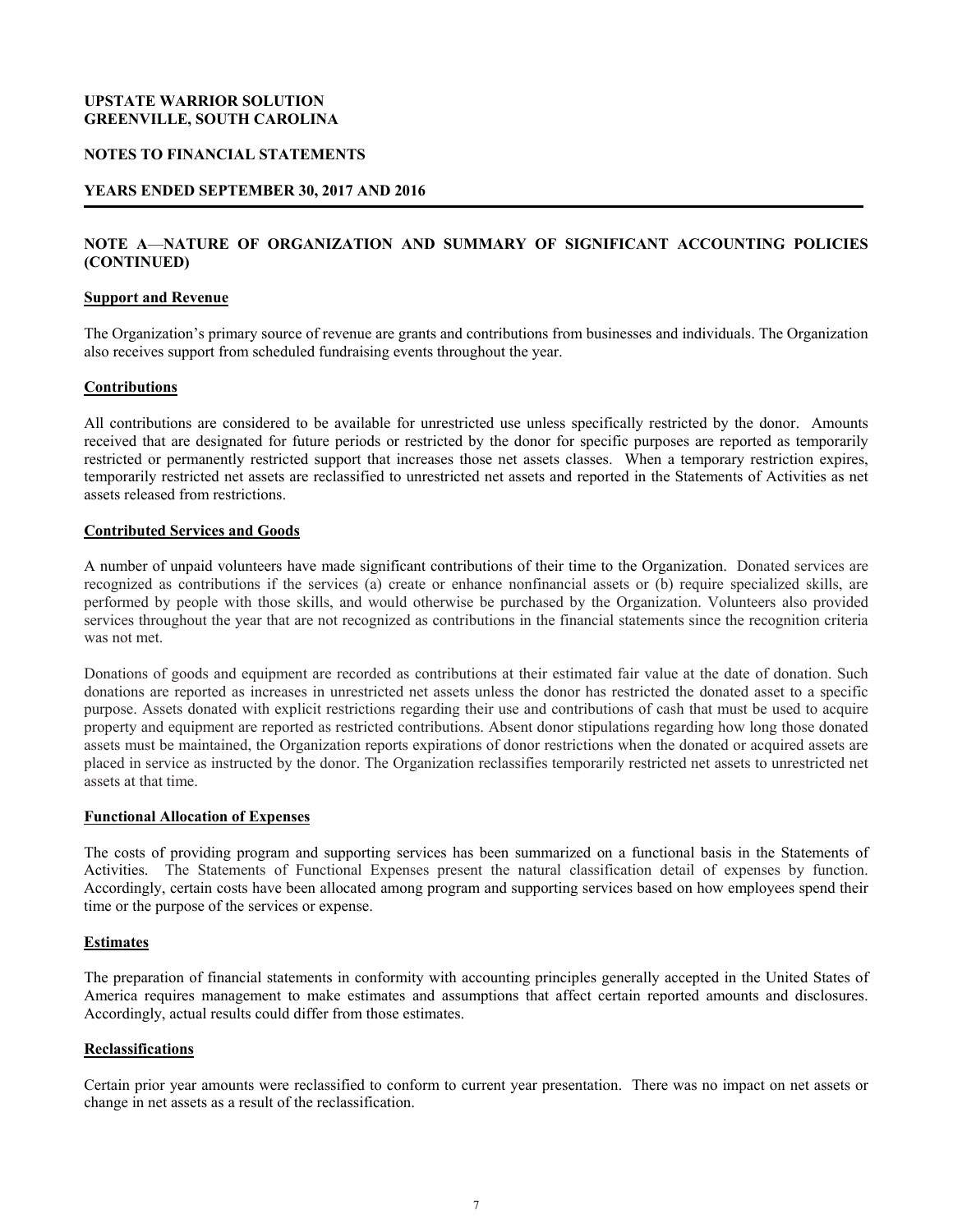**UPSTATE WARRIOR SOLUTION**
**GREENVILLE, SOUTH CAROLINA**

**NOTES TO FINANCIAL STATEMENTS**

**YEARS ENDED SEPTEMBER 30, 2017 AND 2016**

## NOTE A—NATURE OF ORGANIZATION AND SUMMARY OF SIGNIFICANT ACCOUNTING POLICIES (CONTINUED)

### Support and Revenue

The Organization's primary source of revenue are grants and contributions from businesses and individuals. The Organization also receives support from scheduled fundraising events throughout the year.

### Contributions

All contributions are considered to be available for unrestricted use unless specifically restricted by the donor. Amounts received that are designated for future periods or restricted by the donor for specific purposes are reported as temporarily restricted or permanently restricted support that increases those net assets classes. When a temporary restriction expires, temporarily restricted net assets are reclassified to unrestricted net assets and reported in the Statements of Activities as net assets released from restrictions.

### Contributed Services and Goods

A number of unpaid volunteers have made significant contributions of their time to the Organization. Donated services are recognized as contributions if the services (a) create or enhance nonfinancial assets or (b) require specialized skills, are performed by people with those skills, and would otherwise be purchased by the Organization. Volunteers also provided services throughout the year that are not recognized as contributions in the financial statements since the recognition criteria was not met.

Donations of goods and equipment are recorded as contributions at their estimated fair value at the date of donation. Such donations are reported as increases in unrestricted net assets unless the donor has restricted the donated asset to a specific purpose. Assets donated with explicit restrictions regarding their use and contributions of cash that must be used to acquire property and equipment are reported as restricted contributions. Absent donor stipulations regarding how long those donated assets must be maintained, the Organization reports expirations of donor restrictions when the donated or acquired assets are placed in service as instructed by the donor. The Organization reclassifies temporarily restricted net assets to unrestricted net assets at that time.

### Functional Allocation of Expenses

The costs of providing program and supporting services has been summarized on a functional basis in the Statements of Activities. The Statements of Functional Expenses present the natural classification detail of expenses by function. Accordingly, certain costs have been allocated among program and supporting services based on how employees spend their time or the purpose of the services or expense.

### Estimates

The preparation of financial statements in conformity with accounting principles generally accepted in the United States of America requires management to make estimates and assumptions that affect certain reported amounts and disclosures. Accordingly, actual results could differ from those estimates.

### Reclassifications

Certain prior year amounts were reclassified to conform to current year presentation. There was no impact on net assets or change in net assets as a result of the reclassification.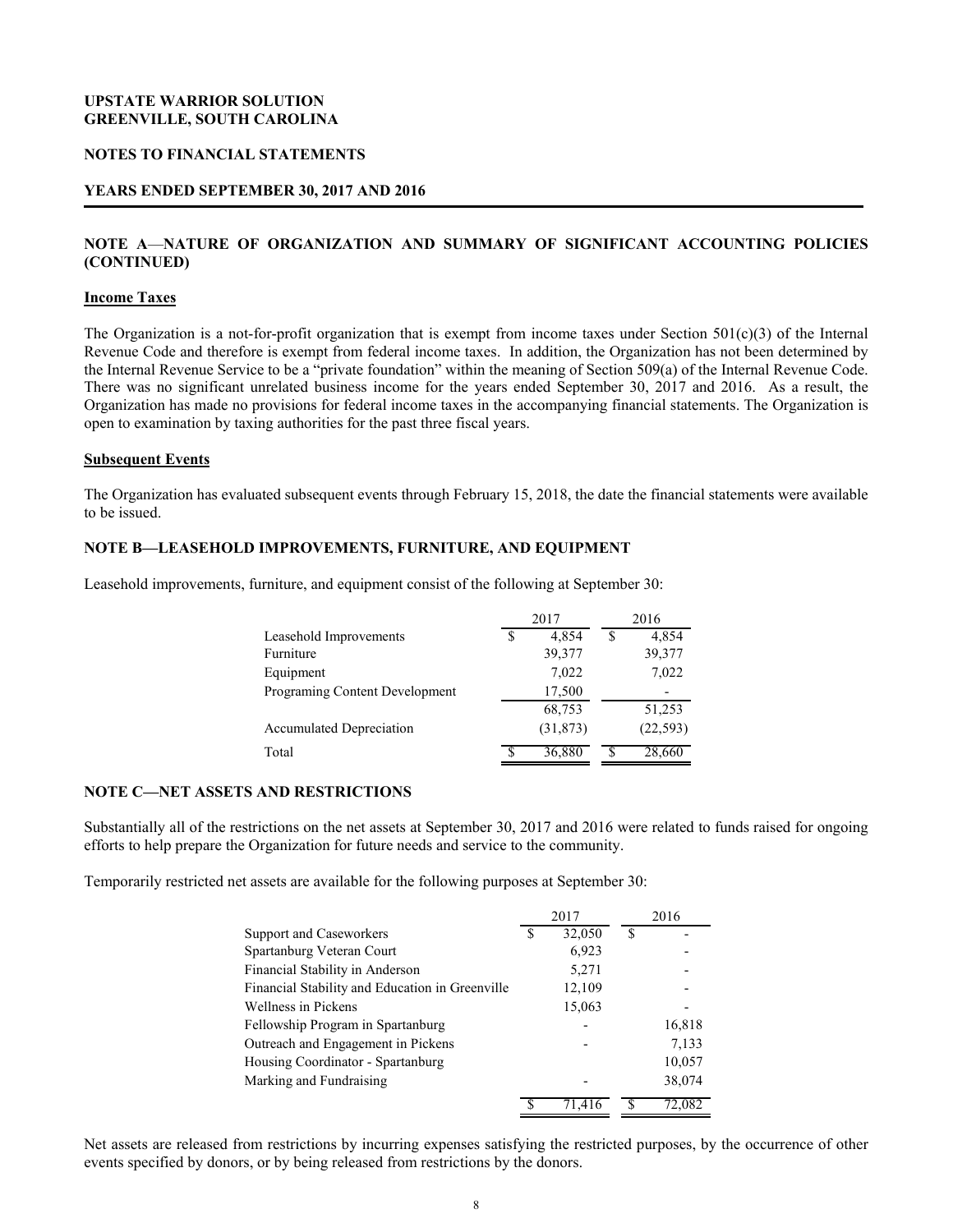**UPSTATE WARRIOR SOLUTION**
**GREENVILLE, SOUTH CAROLINA**

**NOTES TO FINANCIAL STATEMENTS**

**YEARS ENDED SEPTEMBER 30, 2017 AND 2016**

## NOTE A—NATURE OF ORGANIZATION AND SUMMARY OF SIGNIFICANT ACCOUNTING POLICIES (CONTINUED)

### Income Taxes

The Organization is a not-for-profit organization that is exempt from income taxes under Section 501(c)(3) of the Internal Revenue Code and therefore is exempt from federal income taxes. In addition, the Organization has not been determined by the Internal Revenue Service to be a "private foundation" within the meaning of Section 509(a) of the Internal Revenue Code. There was no significant unrelated business income for the years ended September 30, 2017 and 2016. As a result, the Organization has made no provisions for federal income taxes in the accompanying financial statements. The Organization is open to examination by taxing authorities for the past three fiscal years.

### Subsequent Events

The Organization has evaluated subsequent events through February 15, 2018, the date the financial statements were available to be issued.

## NOTE B—LEASEHOLD IMPROVEMENTS, FURNITURE, AND EQUIPMENT

Leasehold improvements, furniture, and equipment consist of the following at September 30:

| | 2017 | 2016 |
|---|---|---|
| Leasehold Improvements | $ 4,854 | $ 4,854 |
| Furniture | 39,377 | 39,377 |
| Equipment | 7,022 | 7,022 |
| Programing Content Development | 17,500 | - |
| | 68,753 | 51,253 |
| Accumulated Depreciation | (31,873) | (22,593) |
| Total | $ 36,880 | $ 28,660 |

## NOTE C—NET ASSETS AND RESTRICTIONS

Substantially all of the restrictions on the net assets at September 30, 2017 and 2016 were related to funds raised for ongoing efforts to help prepare the Organization for future needs and service to the community.

Temporarily restricted net assets are available for the following purposes at September 30:

| | 2017 | 2016 |
|---|---|---|
| Support and Caseworkers | $ 32,050 | $ - |
| Spartanburg Veteran Court | 6,923 | - |
| Financial Stability in Anderson | 5,271 | - |
| Financial Stability and Education in Greenville | 12,109 | - |
| Wellness in Pickens | 15,063 | - |
| Fellowship Program in Spartanburg | - | 16,818 |
| Outreach and Engagement in Pickens | - | 7,133 |
| Housing Coordinator - Spartanburg | | 10,057 |
| Marking and Fundraising | - | 38,074 |
| | $ 71,416 | $ 72,082 |

Net assets are released from restrictions by incurring expenses satisfying the restricted purposes, by the occurrence of other events specified by donors, or by being released from restrictions by the donors.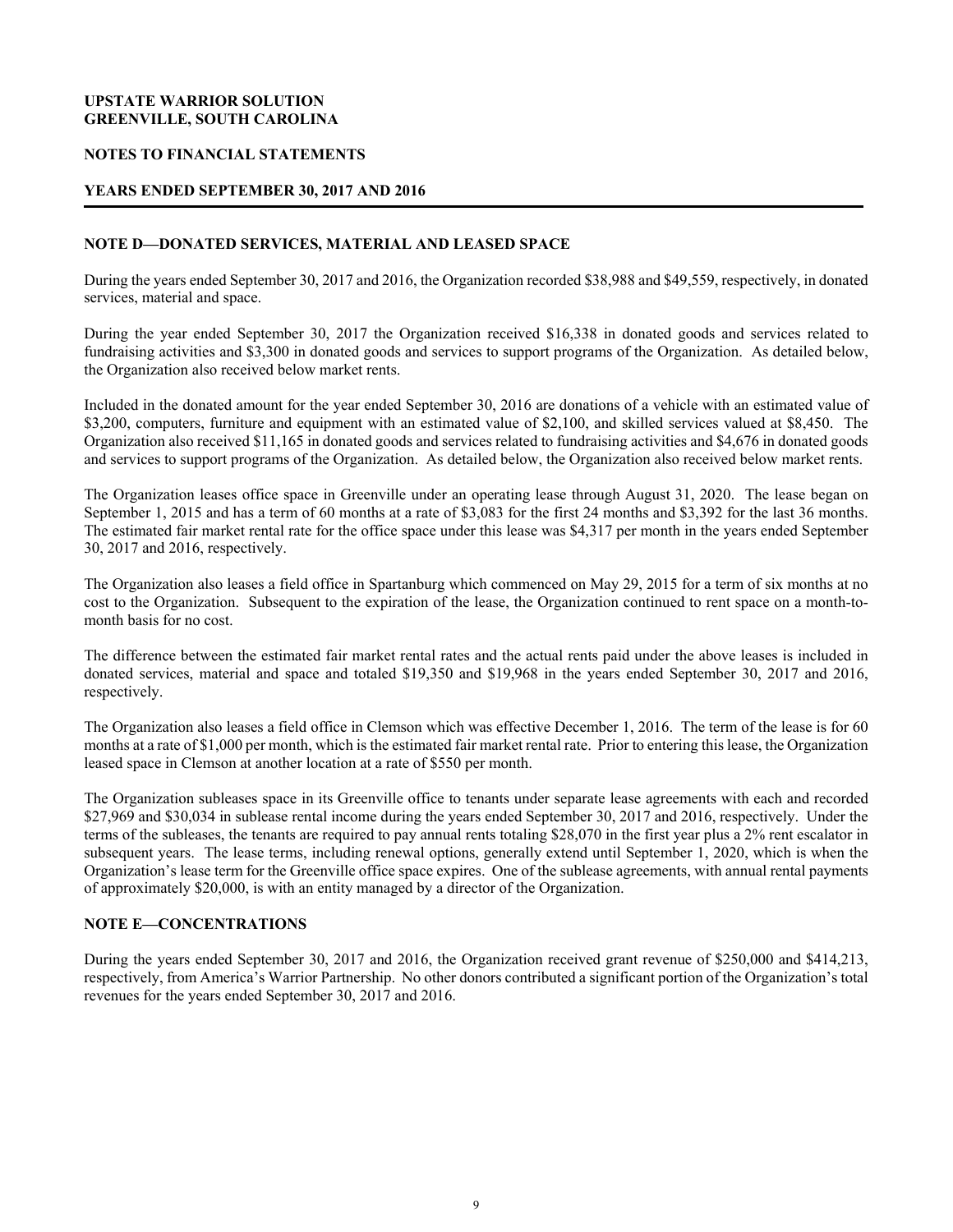**UPSTATE WARRIOR SOLUTION**
**GREENVILLE, SOUTH CAROLINA**

**NOTES TO FINANCIAL STATEMENTS**

**YEARS ENDED SEPTEMBER 30, 2017 AND 2016**

## NOTE D—DONATED SERVICES, MATERIAL AND LEASED SPACE

During the years ended September 30, 2017 and 2016, the Organization recorded $38,988 and $49,559, respectively, in donated services, material and space.

During the year ended September 30, 2017 the Organization received $16,338 in donated goods and services related to fundraising activities and $3,300 in donated goods and services to support programs of the Organization. As detailed below, the Organization also received below market rents.

Included in the donated amount for the year ended September 30, 2016 are donations of a vehicle with an estimated value of $3,200, computers, furniture and equipment with an estimated value of $2,100, and skilled services valued at $8,450. The Organization also received $11,165 in donated goods and services related to fundraising activities and $4,676 in donated goods and services to support programs of the Organization. As detailed below, the Organization also received below market rents.

The Organization leases office space in Greenville under an operating lease through August 31, 2020. The lease began on September 1, 2015 and has a term of 60 months at a rate of $3,083 for the first 24 months and $3,392 for the last 36 months. The estimated fair market rental rate for the office space under this lease was $4,317 per month in the years ended September 30, 2017 and 2016, respectively.

The Organization also leases a field office in Spartanburg which commenced on May 29, 2015 for a term of six months at no cost to the Organization. Subsequent to the expiration of the lease, the Organization continued to rent space on a month-to-month basis for no cost.

The difference between the estimated fair market rental rates and the actual rents paid under the above leases is included in donated services, material and space and totaled $19,350 and $19,968 in the years ended September 30, 2017 and 2016, respectively.

The Organization also leases a field office in Clemson which was effective December 1, 2016. The term of the lease is for 60 months at a rate of $1,000 per month, which is the estimated fair market rental rate. Prior to entering this lease, the Organization leased space in Clemson at another location at a rate of $550 per month.

The Organization subleases space in its Greenville office to tenants under separate lease agreements with each and recorded $27,969 and $30,034 in sublease rental income during the years ended September 30, 2017 and 2016, respectively. Under the terms of the subleases, the tenants are required to pay annual rents totaling $28,070 in the first year plus a 2% rent escalator in subsequent years. The lease terms, including renewal options, generally extend until September 1, 2020, which is when the Organization's lease term for the Greenville office space expires. One of the sublease agreements, with annual rental payments of approximately $20,000, is with an entity managed by a director of the Organization.

## NOTE E—CONCENTRATIONS

During the years ended September 30, 2017 and 2016, the Organization received grant revenue of $250,000 and $414,213, respectively, from America's Warrior Partnership. No other donors contributed a significant portion of the Organization's total revenues for the years ended September 30, 2017 and 2016.